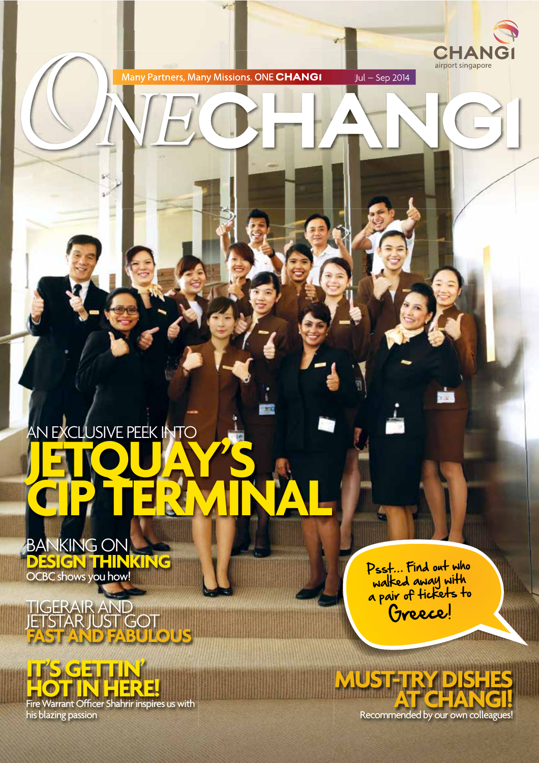CHANGI airport singapore

Many Partners, Many Missions. ONE CHANGI

Jul – Sep 2014

# ONECHANGI

## AN EXCLUSIVE PEEK INTO JETQUAY'S CIP TERMINAL

## BANKING ON DESIGN THINKING

OCBC shows you how!

## TIGERAIR AND JETSTAR JUST GOT FAST AND FABULOUS

## IT'S GETTIN' HOT IN HERE!

Fire Warrant Officer Shahrir inspires us with his blazing passion

Psst... Find out who walked away with a pair of tickets to Greece!

## MUST-TRY DISHES AT CHANGI!

Recommended by our own colleagues!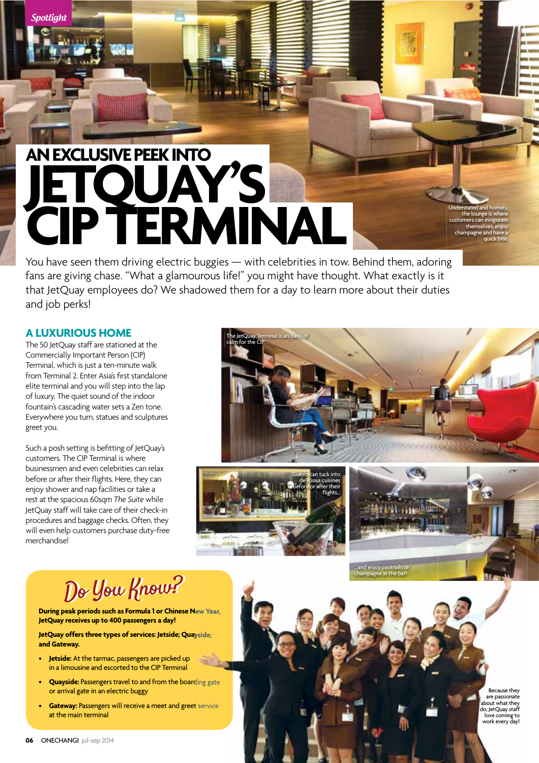Spotlight

# AN EXCLUSIVE PEEK INTO JETQUAY'S CIP TERMINAL

Understated and homely, the lounge is where customers can invigorate themselves, enjoy champagne and have a quick bite.

You have seen them driving electric buggies — with celebrities in tow. Behind them, adoring fans are giving chase. "What a glamourous life!" you might have thought. What exactly is it that JetQuay employees do? We shadowed them for a day to learn more about their duties and job perks!

## A LUXURIOUS HOME

The 50 JetQuay staff are stationed at the Commercially Important Person (CIP) Terminal, which is just a ten-minute walk from Terminal 2. Enter Asia's first standalone elite terminal and you will step into the lap of luxury. The quiet sound of the indoor fountain's cascading water sets a Zen tone. Everywhere you turn, statues and sculptures greet you.

Such a posh setting is befitting of JetQuay's customers. The CIP Terminal is where businessmen and even celebrities can relax before or after their flights. Here, they can enjoy shower and nap facilities or take a rest at the spacious 60sqm *The Suite* while JetQuay staff will take care of their check-in procedures and baggage checks. Often, they will even help customers purchase duty-free merchandise!

The JetQuay Terminal is an oasis of calm for the CIP.

Guests can tuck into delicious cuisines before or after their flights...

...and enjoy cocktails or champagne at the bar!

## Do You Know?

**During peak periods such as Formula 1 or Chinese New Year, JetQuay receives up to 400 passengers a day!**

**JetQuay offers three types of services: Jetside; Quayside; and Gateway.**

- **Jetside:** At the tarmac, passengers are picked up in a limousine and escorted to the CIP Terminal
- **Quayside:** Passengers travel to and from the boarding gate or arrival gate in an electric buggy
- **Gateway:** Passengers will receive a meet and greet service at the main terminal

Because they are passionate about what they do, JetQuay staff love coming to work every day!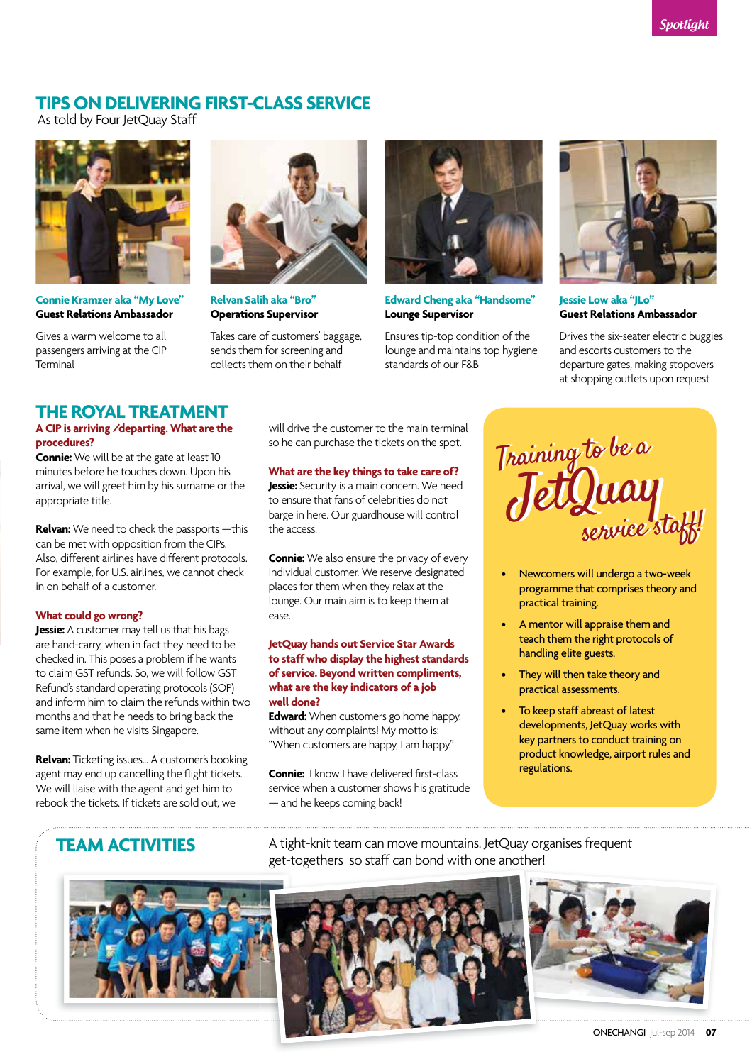## TIPS ON DELIVERING FIRST-CLASS SERVICE

As told by Four JetQuay Staff

**Connie Kramzer aka "My Love"**
**Guest Relations Ambassador**

Gives a warm welcome to all passengers arriving at the CIP Terminal

**Relvan Salih aka "Bro"**
**Operations Supervisor**

Takes care of customers' baggage, sends them for screening and collects them on their behalf

**Edward Cheng aka "Handsome"**
**Lounge Supervisor**

Ensures tip-top condition of the lounge and maintains top hygiene standards of our F&B

**Jessie Low aka "JLo"**
**Guest Relations Ambassador**

Drives the six-seater electric buggies and escorts customers to the departure gates, making stopovers at shopping outlets upon request

## THE ROYAL TREATMENT

**A CIP is arriving /departing. What are the procedures?**

**Connie:** We will be at the gate at least 10 minutes before he touches down. Upon his arrival, we will greet him by his surname or the appropriate title.

**Relvan:** We need to check the passports —this can be met with opposition from the CIPs. Also, different airlines have different protocols. For example, for U.S. airlines, we cannot check in on behalf of a customer.

**What could go wrong?**

**Jessie:** A customer may tell us that his bags are hand-carry, when in fact they need to be checked in. This poses a problem if he wants to claim GST refunds. So, we will follow GST Refund's standard operating protocols (SOP) and inform him to claim the refunds within two months and that he needs to bring back the same item when he visits Singapore.

**Relvan:** Ticketing issues... A customer's booking agent may end up cancelling the flight tickets. We will liaise with the agent and get him to rebook the tickets. If tickets are sold out, we will drive the customer to the main terminal so he can purchase the tickets on the spot.

**What are the key things to take care of?**

**Jessie:** Security is a main concern. We need to ensure that fans of celebrities do not barge in here. Our guardhouse will control the access.

**Connie:** We also ensure the privacy of every individual customer. We reserve designated places for them when they relax at the lounge. Our main aim is to keep them at ease.

**JetQuay hands out Service Star Awards to staff who display the highest standards of service. Beyond written compliments, what are the key indicators of a job well done?**

**Edward:** When customers go home happy, without any complaints! My motto is: "When customers are happy, I am happy."

**Connie:** I know I have delivered first-class service when a customer shows his gratitude — and he keeps coming back!

### Training to be a JetQuay service staff!

- Newcomers will undergo a two-week programme that comprises theory and practical training.
- A mentor will appraise them and teach them the right protocols of handling elite guests.
- They will then take theory and practical assessments.
- To keep staff abreast of latest developments, JetQuay works with key partners to conduct training on product knowledge, airport rules and regulations.

## TEAM ACTIVITIES

A tight-knit team can move mountains. JetQuay organises frequent get-togethers so staff can bond with one another!